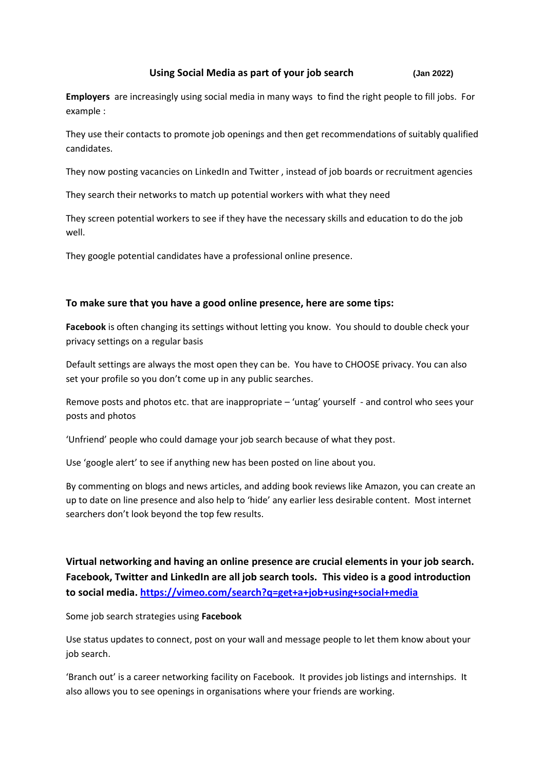# Using Social Media as part of your job search (Jan 2022)

**Employers** are increasingly using social media in many ways to find the right people to fill jobs. For example :

They use their contacts to promote job openings and then get recommendations of suitably qualified candidates.

They now posting vacancies on LinkedIn and Twitter , instead of job boards or recruitment agencies

They search their networks to match up potential workers with what they need

They screen potential workers to see if they have the necessary skills and education to do the job well.

They google potential candidates have a professional online presence.

## To make sure that you have a good online presence, here are some tips:

**Facebook** is often changing its settings without letting you know. You should to double check your privacy settings on a regular basis

Default settings are always the most open they can be. You have to CHOOSE privacy. You can also set your profile so you don't come up in any public searches.

Remove posts and photos etc. that are inappropriate – 'untag' yourself - and control who sees your posts and photos

'Unfriend' people who could damage your job search because of what they post.

Use 'google alert' to see if anything new has been posted on line about you.

By commenting on blogs and news articles, and adding book reviews like Amazon, you can create an up to date on line presence and also help to 'hide' any earlier less desirable content. Most internet searchers don't look beyond the top few results.

**Virtual networking and having an online presence are crucial elements in your job search. Facebook, Twitter and LinkedIn are all job search tools. This video is a good introduction to social media. [https://vimeo.com/search?q=get+a+job+using+social+media](https://vimeo.com/search?q=get+a+job+using+social+media)**

Some job search strategies using **Facebook**

Use status updates to connect, post on your wall and message people to let them know about your job search.

'Branch out' is a career networking facility on Facebook. It provides job listings and internships. It also allows you to see openings in organisations where your friends are working.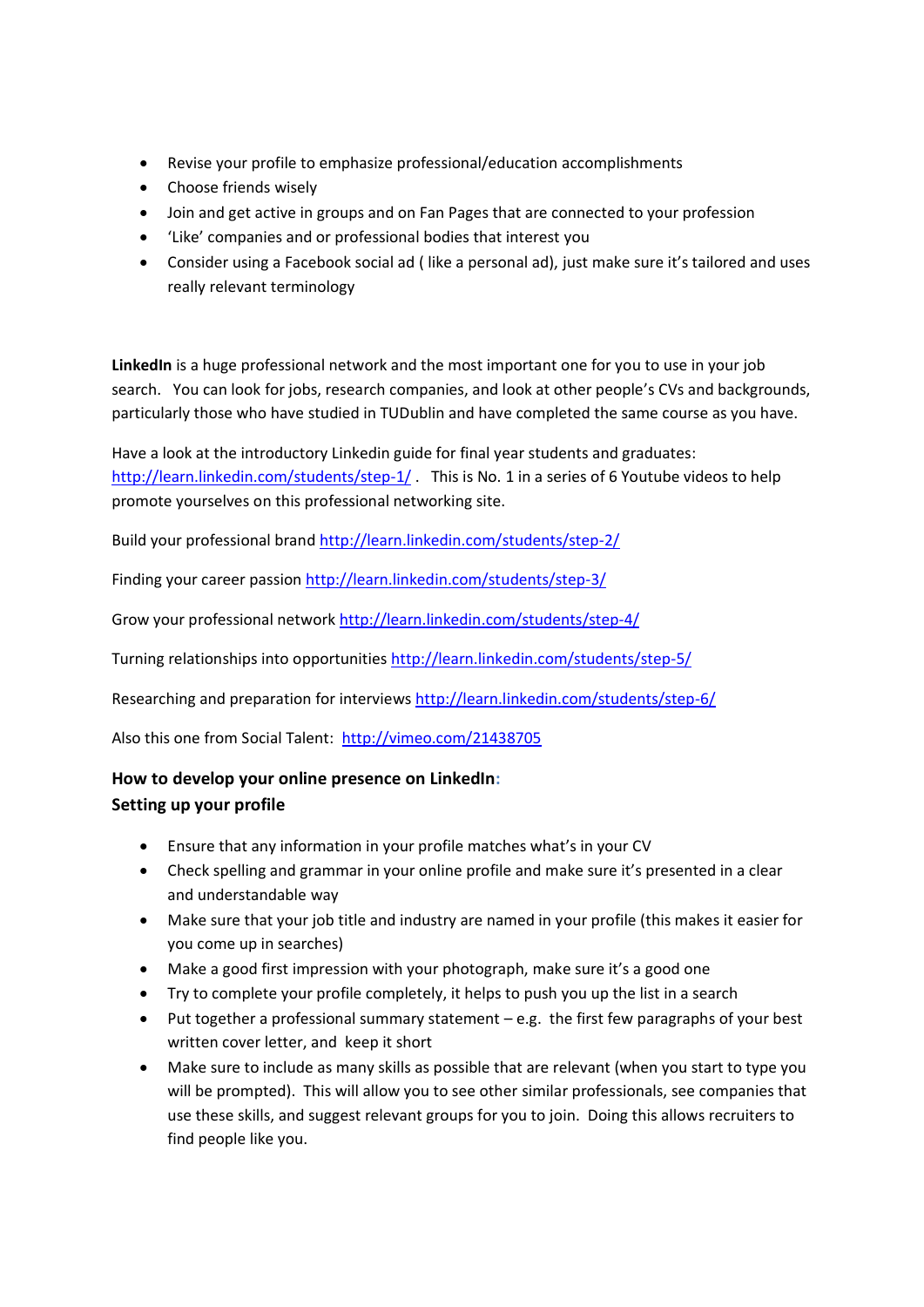- Revise your profile to emphasize professional/education accomplishments
- Choose friends wisely
- Join and get active in groups and on Fan Pages that are connected to your profession
- 'Like' companies and or professional bodies that interest you
- Consider using a Facebook social ad ( like a personal ad), just make sure it's tailored and uses really relevant terminology

**LinkedIn** is a huge professional network and the most important one for you to use in your job search. You can look for jobs, research companies, and look at other people's CVs and backgrounds, particularly those who have studied in TUDublin and have completed the same course as you have.

Have a look at the introductory Linkedin guide for final year students and graduates: http://learn.linkedin.com/students/step-1/ . This is No. 1 in a series of 6 Youtube videos to help promote yourselves on this professional networking site.

Build your professional brand http://learn.linkedin.com/students/step-2/

Finding your career passion http://learn.linkedin.com/students/step-3/

Grow your professional network http://learn.linkedin.com/students/step-4/

Turning relationships into opportunities http://learn.linkedin.com/students/step-5/

Researching and preparation for interviews http://learn.linkedin.com/students/step-6/

Also this one from Social Talent: http://vimeo.com/21438705

**How to develop your online presence on LinkedIn:**
**Setting up your profile**

- Ensure that any information in your profile matches what's in your CV
- Check spelling and grammar in your online profile and make sure it's presented in a clear and understandable way
- Make sure that your job title and industry are named in your profile (this makes it easier for you come up in searches)
- Make a good first impression with your photograph, make sure it's a good one
- Try to complete your profile completely, it helps to push you up the list in a search
- Put together a professional summary statement – e.g. the first few paragraphs of your best written cover letter, and keep it short
- Make sure to include as many skills as possible that are relevant (when you start to type you will be prompted). This will allow you to see other similar professionals, see companies that use these skills, and suggest relevant groups for you to join. Doing this allows recruiters to find people like you.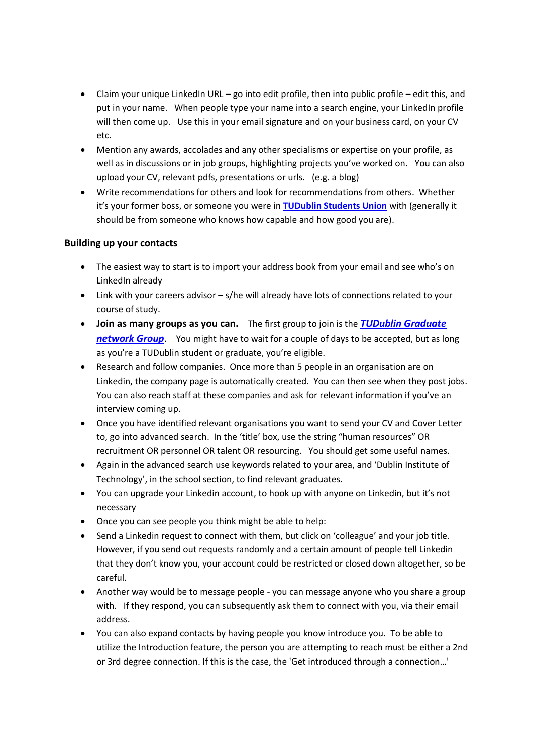- Claim your unique LinkedIn URL – go into edit profile, then into public profile – edit this, and put in your name. When people type your name into a search engine, your LinkedIn profile will then come up. Use this in your email signature and on your business card, on your CV etc.
- Mention any awards, accolades and any other specialisms or expertise on your profile, as well as in discussions or in job groups, highlighting projects you've worked on. You can also upload your CV, relevant pdfs, presentations or urls. (e.g. a blog)
- Write recommendations for others and look for recommendations from others. Whether it's your former boss, or someone you were in **TUDublin Students Union** with (generally it should be from someone who knows how capable and how good you are).

**Building up your contacts**

- The easiest way to start is to import your address book from your email and see who's on LinkedIn already
- Link with your careers advisor – s/he will already have lots of connections related to your course of study.
- **Join as many groups as you can.** The first group to join is the ***TUDublin Graduate network Group***. You might have to wait for a couple of days to be accepted, but as long as you're a TUDublin student or graduate, you're eligible.
- Research and follow companies. Once more than 5 people in an organisation are on Linkedin, the company page is automatically created. You can then see when they post jobs. You can also reach staff at these companies and ask for relevant information if you've an interview coming up.
- Once you have identified relevant organisations you want to send your CV and Cover Letter to, go into advanced search. In the 'title' box, use the string "human resources" OR recruitment OR personnel OR talent OR resourcing. You should get some useful names.
- Again in the advanced search use keywords related to your area, and 'Dublin Institute of Technology', in the school section, to find relevant graduates.
- You can upgrade your Linkedin account, to hook up with anyone on Linkedin, but it's not necessary
- Once you can see people you think might be able to help:
- Send a Linkedin request to connect with them, but click on 'colleague' and your job title. However, if you send out requests randomly and a certain amount of people tell Linkedin that they don't know you, your account could be restricted or closed down altogether, so be careful.
- Another way would be to message people - you can message anyone who you share a group with. If they respond, you can subsequently ask them to connect with you, via their email address.
- You can also expand contacts by having people you know introduce you. To be able to utilize the Introduction feature, the person you are attempting to reach must be either a 2nd or 3rd degree connection. If this is the case, the 'Get introduced through a connection…'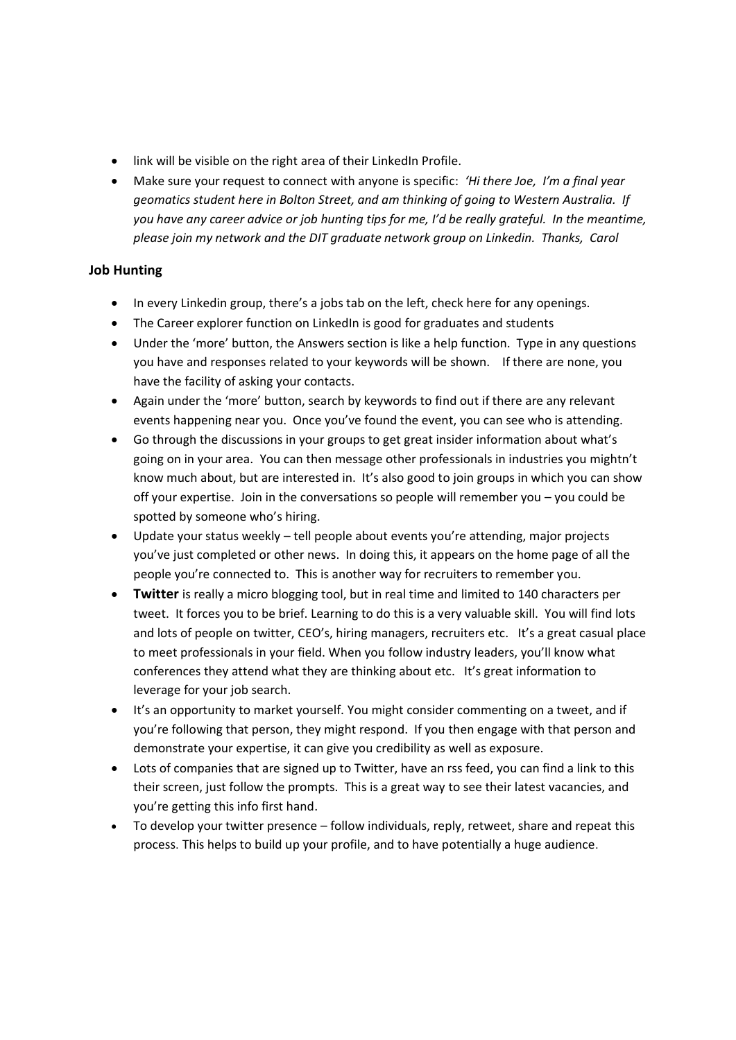- link will be visible on the right area of their LinkedIn Profile.
- Make sure your request to connect with anyone is specific: *'Hi there Joe, I'm a final year geomatics student here in Bolton Street, and am thinking of going to Western Australia. If you have any career advice or job hunting tips for me, I'd be really grateful. In the meantime, please join my network and the DIT graduate network group on Linkedin. Thanks, Carol*

**Job Hunting**

- In every Linkedin group, there's a jobs tab on the left, check here for any openings.
- The Career explorer function on LinkedIn is good for graduates and students
- Under the 'more' button, the Answers section is like a help function. Type in any questions you have and responses related to your keywords will be shown. If there are none, you have the facility of asking your contacts.
- Again under the 'more' button, search by keywords to find out if there are any relevant events happening near you. Once you've found the event, you can see who is attending.
- Go through the discussions in your groups to get great insider information about what's going on in your area. You can then message other professionals in industries you mightn't know much about, but are interested in. It's also good to join groups in which you can show off your expertise. Join in the conversations so people will remember you – you could be spotted by someone who's hiring.
- Update your status weekly – tell people about events you're attending, major projects you've just completed or other news. In doing this, it appears on the home page of all the people you're connected to. This is another way for recruiters to remember you.
- **Twitter** is really a micro blogging tool, but in real time and limited to 140 characters per tweet. It forces you to be brief. Learning to do this is a very valuable skill. You will find lots and lots of people on twitter, CEO's, hiring managers, recruiters etc. It's a great casual place to meet professionals in your field. When you follow industry leaders, you'll know what conferences they attend what they are thinking about etc. It's great information to leverage for your job search.
- It's an opportunity to market yourself. You might consider commenting on a tweet, and if you're following that person, they might respond. If you then engage with that person and demonstrate your expertise, it can give you credibility as well as exposure.
- Lots of companies that are signed up to Twitter, have an rss feed, you can find a link to this their screen, just follow the prompts. This is a great way to see their latest vacancies, and you're getting this info first hand.
- To develop your twitter presence – follow individuals, reply, retweet, share and repeat this process. This helps to build up your profile, and to have potentially a huge audience.